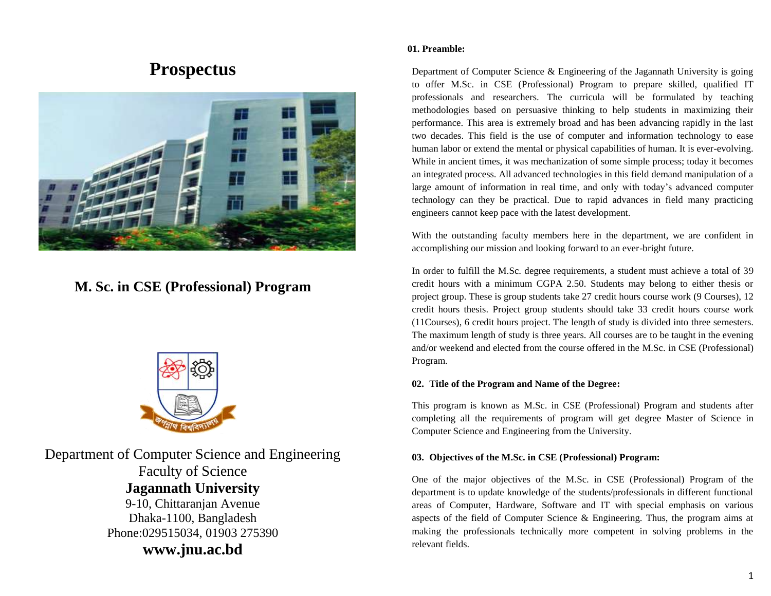# Prospectus

## M. Sc. in CSE (Professional) Program

Department of Computer Science and Engineering
Faculty of Science
**Jagannath University**
9-10, Chittaranjan Avenue
Dhaka-1100, Bangladesh
Phone:029515034, 01903 275390
**www.jnu.ac.bd**

**01. Preamble:**

Department of Computer Science & Engineering of the Jagannath University is going to offer M.Sc. in CSE (Professional) Program to prepare skilled, qualified IT professionals and researchers. The curricula will be formulated by teaching methodologies based on persuasive thinking to help students in maximizing their performance. This area is extremely broad and has been advancing rapidly in the last two decades. This field is the use of computer and information technology to ease human labor or extend the mental or physical capabilities of human. It is ever-evolving. While in ancient times, it was mechanization of some simple process; today it becomes an integrated process. All advanced technologies in this field demand manipulation of a large amount of information in real time, and only with today's advanced computer technology can they be practical. Due to rapid advances in field many practicing engineers cannot keep pace with the latest development.

With the outstanding faculty members here in the department, we are confident in accomplishing our mission and looking forward to an ever-bright future.

In order to fulfill the M.Sc. degree requirements, a student must achieve a total of 39 credit hours with a minimum CGPA 2.50. Students may belong to either thesis or project group. These is group students take 27 credit hours course work (9 Courses), 12 credit hours thesis. Project group students should take 33 credit hours course work (11Courses), 6 credit hours project. The length of study is divided into three semesters. The maximum length of study is three years. All courses are to be taught in the evening and/or weekend and elected from the course offered in the M.Sc. in CSE (Professional) Program.

**02. Title of the Program and Name of the Degree:**

This program is known as M.Sc. in CSE (Professional) Program and students after completing all the requirements of program will get degree Master of Science in Computer Science and Engineering from the University.

**03. Objectives of the M.Sc. in CSE (Professional) Program:**

One of the major objectives of the M.Sc. in CSE (Professional) Program of the department is to update knowledge of the students/professionals in different functional areas of Computer, Hardware, Software and IT with special emphasis on various aspects of the field of Computer Science & Engineering. Thus, the program aims at making the professionals technically more competent in solving problems in the relevant fields.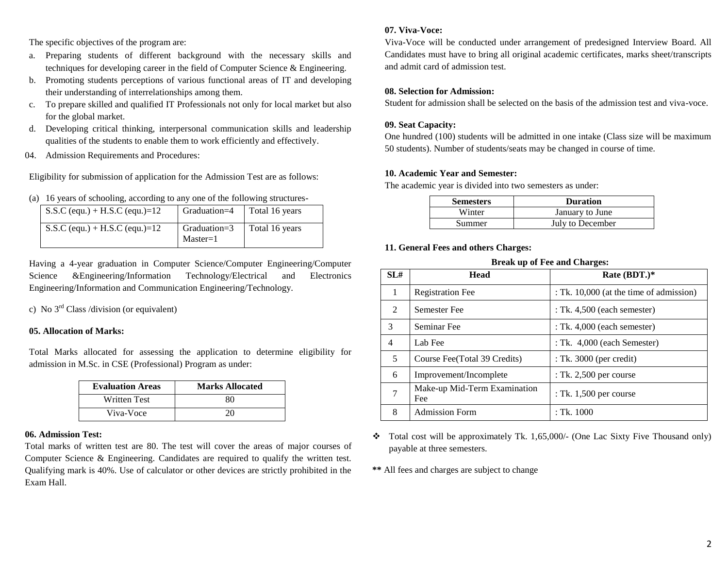The specific objectives of the program are:

a. Preparing students of different background with the necessary skills and techniques for developing career in the field of Computer Science & Engineering.
b. Promoting students perceptions of various functional areas of IT and developing their understanding of interrelationships among them.
c. To prepare skilled and qualified IT Professionals not only for local market but also for the global market.
d. Developing critical thinking, interpersonal communication skills and leadership qualities of the students to enable them to work efficiently and effectively.

04. Admission Requirements and Procedures:

Eligibility for submission of application for the Admission Test are as follows:

(a) 16 years of schooling, according to any one of the following structures-

| | | |
|---|---|---|
| S.S.C (equ.) + H.S.C (equ.)=12 | Graduation=4 | Total 16 years |
| S.S.C (equ.) + H.S.C (equ.)=12 | Graduation=3 Master=1 | Total 16 years |

Having a 4-year graduation in Computer Science/Computer Engineering/Computer Science &Engineering/Information Technology/Electrical and Electronics Engineering/Information and Communication Engineering/Technology.

c) No 3rd Class /division (or equivalent)

### 05. Allocation of Marks:

Total Marks allocated for assessing the application to determine eligibility for admission in M.Sc. in CSE (Professional) Program as under:

| Evaluation Areas | Marks Allocated |
|---|---|
| Written Test | 80 |
| Viva-Voce | 20 |

### 06. Admission Test:

Total marks of written test are 80. The test will cover the areas of major courses of Computer Science & Engineering. Candidates are required to qualify the written test. Qualifying mark is 40%. Use of calculator or other devices are strictly prohibited in the Exam Hall.

### 07. Viva-Voce:

Viva-Voce will be conducted under arrangement of predesigned Interview Board. All Candidates must have to bring all original academic certificates, marks sheet/transcripts and admit card of admission test.

### 08. Selection for Admission:

Student for admission shall be selected on the basis of the admission test and viva-voce.

### 09. Seat Capacity:

One hundred (100) students will be admitted in one intake (Class size will be maximum 50 students). Number of students/seats may be changed in course of time.

### 10. Academic Year and Semester:

The academic year is divided into two semesters as under:

| Semesters | Duration |
|---|---|
| Winter | January to June |
| Summer | July to December |

### 11. General Fees and others Charges:

**Break up of Fee and Charges:**

| SL# | Head | Rate (BDT.)* |
|---|---|---|
| 1 | Registration Fee | : Tk. 10,000 (at the time of admission) |
| 2 | Semester Fee | : Tk. 4,500 (each semester) |
| 3 | Seminar Fee | : Tk. 4,000 (each semester) |
| 4 | Lab Fee | : Tk. 4,000 (each Semester) |
| 5 | Course Fee(Total 39 Credits) | : Tk. 3000 (per credit) |
| 6 | Improvement/Incomplete | : Tk. 2,500 per course |
| 7 | Make-up Mid-Term Examination Fee | : Tk. 1,500 per course |
| 8 | Admission Form | : Tk. 1000 |

- Total cost will be approximately Tk. 1,65,000/- (One Lac Sixty Five Thousand only) payable at three semesters.

**\*\*** All fees and charges are subject to change